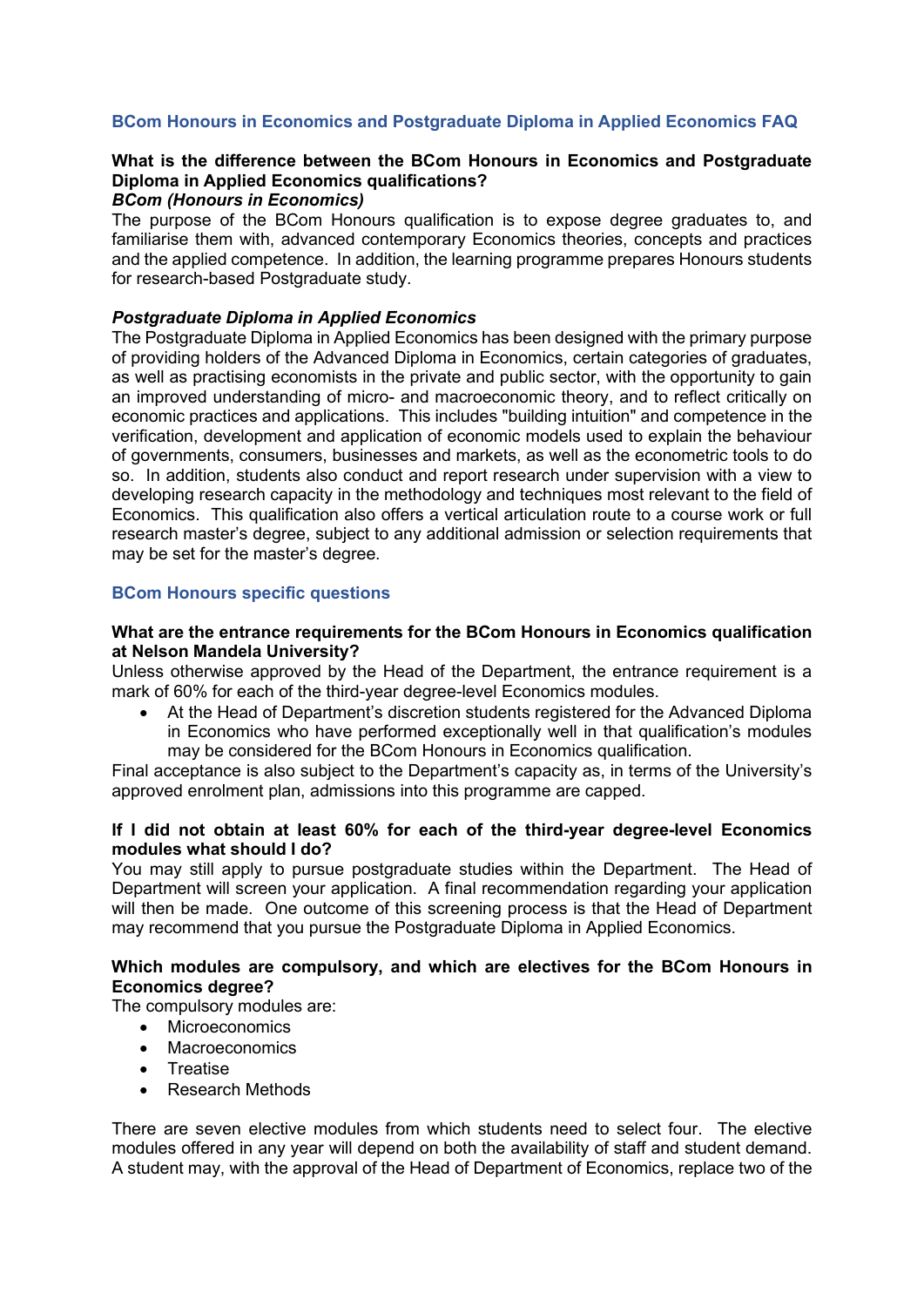## BCom Honours in Economics and Postgraduate Diploma in Applied Economics FAQ

**What is the difference between the BCom Honours in Economics and Postgraduate Diploma in Applied Economics qualifications?**

***BCom (Honours in Economics)***

The purpose of the BCom Honours qualification is to expose degree graduates to, and familiarise them with, advanced contemporary Economics theories, concepts and practices and the applied competence. In addition, the learning programme prepares Honours students for research-based Postgraduate study.

***Postgraduate Diploma in Applied Economics***

The Postgraduate Diploma in Applied Economics has been designed with the primary purpose of providing holders of the Advanced Diploma in Economics, certain categories of graduates, as well as practising economists in the private and public sector, with the opportunity to gain an improved understanding of micro- and macroeconomic theory, and to reflect critically on economic practices and applications. This includes "building intuition" and competence in the verification, development and application of economic models used to explain the behaviour of governments, consumers, businesses and markets, as well as the econometric tools to do so. In addition, students also conduct and report research under supervision with a view to developing research capacity in the methodology and techniques most relevant to the field of Economics. This qualification also offers a vertical articulation route to a course work or full research master's degree, subject to any additional admission or selection requirements that may be set for the master's degree.

## BCom Honours specific questions

**What are the entrance requirements for the BCom Honours in Economics qualification at Nelson Mandela University?**

Unless otherwise approved by the Head of the Department, the entrance requirement is a mark of 60% for each of the third-year degree-level Economics modules.

- At the Head of Department's discretion students registered for the Advanced Diploma in Economics who have performed exceptionally well in that qualification's modules may be considered for the BCom Honours in Economics qualification.

Final acceptance is also subject to the Department's capacity as, in terms of the University's approved enrolment plan, admissions into this programme are capped.

**If I did not obtain at least 60% for each of the third-year degree-level Economics modules what should I do?**

You may still apply to pursue postgraduate studies within the Department. The Head of Department will screen your application. A final recommendation regarding your application will then be made. One outcome of this screening process is that the Head of Department may recommend that you pursue the Postgraduate Diploma in Applied Economics.

**Which modules are compulsory, and which are electives for the BCom Honours in Economics degree?**

The compulsory modules are:

- Microeconomics
- Macroeconomics
- Treatise
- Research Methods

There are seven elective modules from which students need to select four. The elective modules offered in any year will depend on both the availability of staff and student demand. A student may, with the approval of the Head of Department of Economics, replace two of the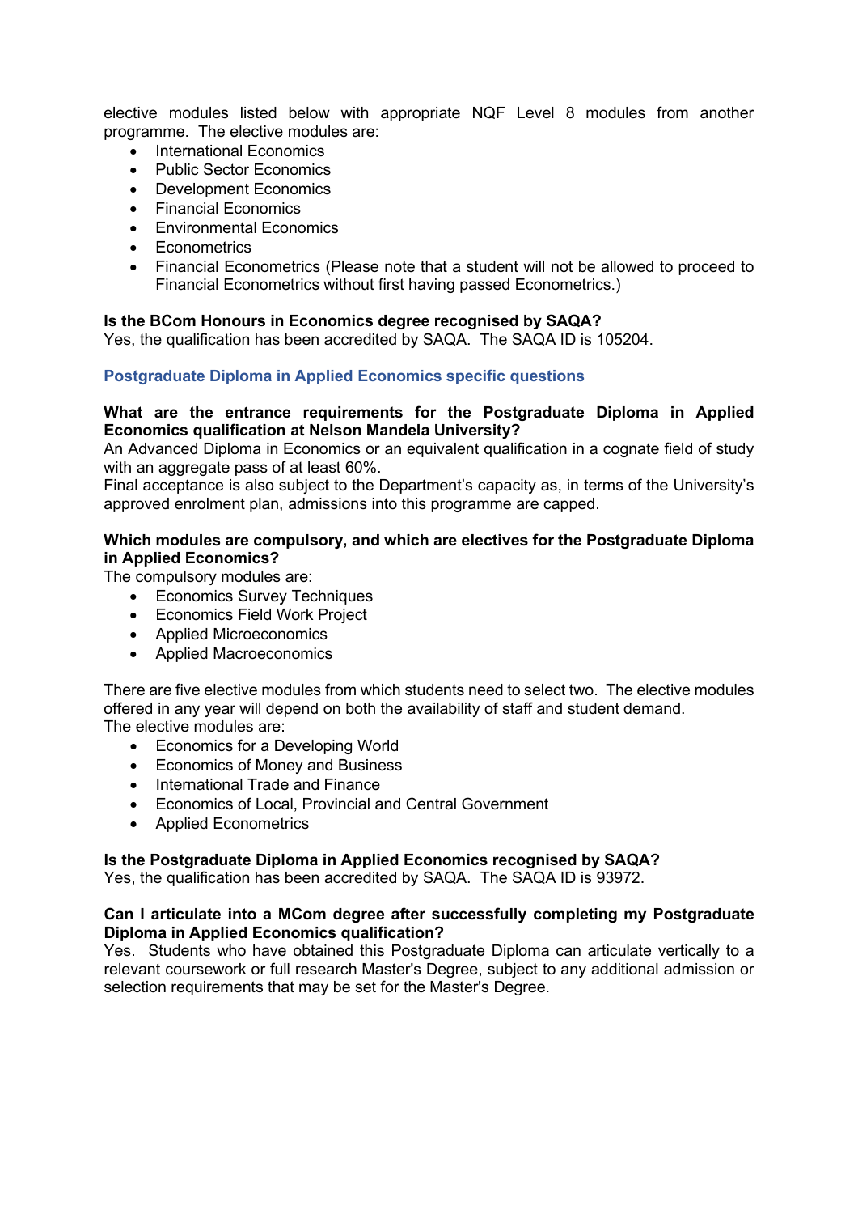elective modules listed below with appropriate NQF Level 8 modules from another programme. The elective modules are:

- International Economics
- Public Sector Economics
- Development Economics
- Financial Economics
- Environmental Economics
- Econometrics
- Financial Econometrics (Please note that a student will not be allowed to proceed to Financial Econometrics without first having passed Econometrics.)

**Is the BCom Honours in Economics degree recognised by SAQA?**
Yes, the qualification has been accredited by SAQA. The SAQA ID is 105204.

## Postgraduate Diploma in Applied Economics specific questions

**What are the entrance requirements for the Postgraduate Diploma in Applied Economics qualification at Nelson Mandela University?**
An Advanced Diploma in Economics or an equivalent qualification in a cognate field of study with an aggregate pass of at least 60%.
Final acceptance is also subject to the Department's capacity as, in terms of the University's approved enrolment plan, admissions into this programme are capped.

**Which modules are compulsory, and which are electives for the Postgraduate Diploma in Applied Economics?**
The compulsory modules are:

- Economics Survey Techniques
- Economics Field Work Project
- Applied Microeconomics
- Applied Macroeconomics

There are five elective modules from which students need to select two. The elective modules offered in any year will depend on both the availability of staff and student demand.
The elective modules are:

- Economics for a Developing World
- Economics of Money and Business
- International Trade and Finance
- Economics of Local, Provincial and Central Government
- Applied Econometrics

**Is the Postgraduate Diploma in Applied Economics recognised by SAQA?**
Yes, the qualification has been accredited by SAQA. The SAQA ID is 93972.

**Can I articulate into a MCom degree after successfully completing my Postgraduate Diploma in Applied Economics qualification?**
Yes. Students who have obtained this Postgraduate Diploma can articulate vertically to a relevant coursework or full research Master's Degree, subject to any additional admission or selection requirements that may be set for the Master's Degree.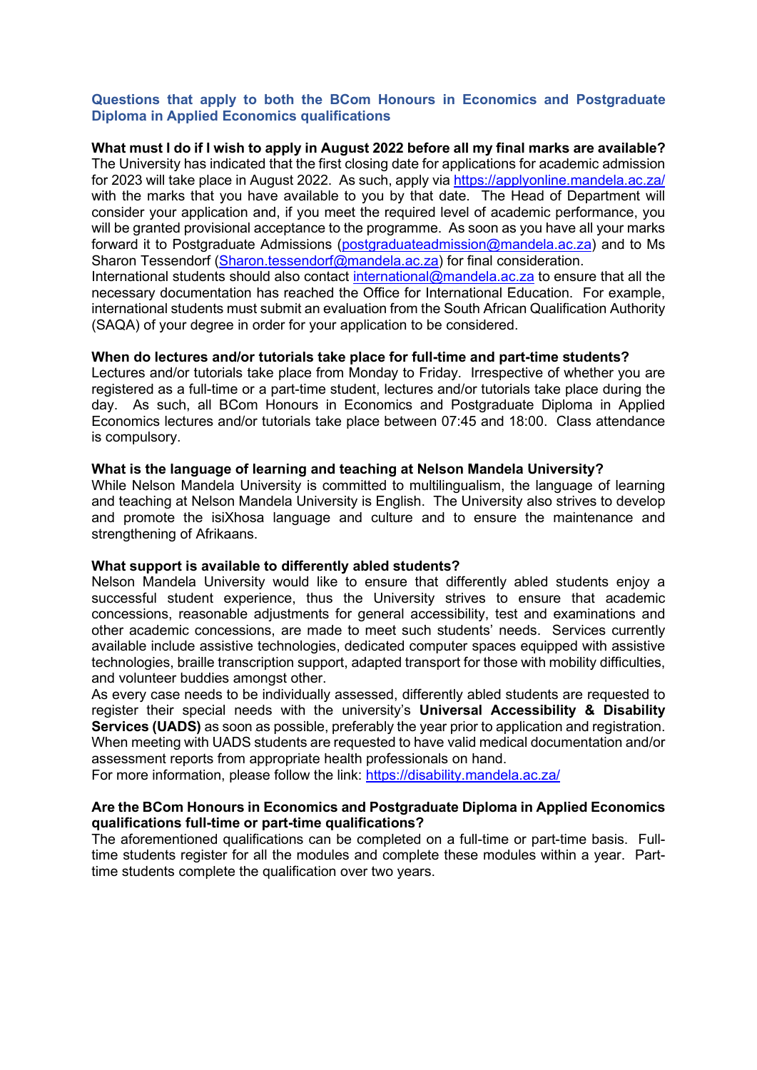## Questions that apply to both the BCom Honours in Economics and Postgraduate Diploma in Applied Economics qualifications

**What must I do if I wish to apply in August 2022 before all my final marks are available?**

The University has indicated that the first closing date for applications for academic admission for 2023 will take place in August 2022. As such, apply via https://applyonline.mandela.ac.za/ with the marks that you have available to you by that date. The Head of Department will consider your application and, if you meet the required level of academic performance, you will be granted provisional acceptance to the programme. As soon as you have all your marks forward it to Postgraduate Admissions (postgraduateadmission@mandela.ac.za) and to Ms Sharon Tessendorf (Sharon.tessendorf@mandela.ac.za) for final consideration.

International students should also contact international@mandela.ac.za to ensure that all the necessary documentation has reached the Office for International Education. For example, international students must submit an evaluation from the South African Qualification Authority (SAQA) of your degree in order for your application to be considered.

**When do lectures and/or tutorials take place for full-time and part-time students?**

Lectures and/or tutorials take place from Monday to Friday. Irrespective of whether you are registered as a full-time or a part-time student, lectures and/or tutorials take place during the day. As such, all BCom Honours in Economics and Postgraduate Diploma in Applied Economics lectures and/or tutorials take place between 07:45 and 18:00. Class attendance is compulsory.

**What is the language of learning and teaching at Nelson Mandela University?**

While Nelson Mandela University is committed to multilingualism, the language of learning and teaching at Nelson Mandela University is English. The University also strives to develop and promote the isiXhosa language and culture and to ensure the maintenance and strengthening of Afrikaans.

**What support is available to differently abled students?**

Nelson Mandela University would like to ensure that differently abled students enjoy a successful student experience, thus the University strives to ensure that academic concessions, reasonable adjustments for general accessibility, test and examinations and other academic concessions, are made to meet such students' needs. Services currently available include assistive technologies, dedicated computer spaces equipped with assistive technologies, braille transcription support, adapted transport for those with mobility difficulties, and volunteer buddies amongst other.

As every case needs to be individually assessed, differently abled students are requested to register their special needs with the university's **Universal Accessibility & Disability Services (UADS)** as soon as possible, preferably the year prior to application and registration. When meeting with UADS students are requested to have valid medical documentation and/or assessment reports from appropriate health professionals on hand.

For more information, please follow the link: https://disability.mandela.ac.za/

**Are the BCom Honours in Economics and Postgraduate Diploma in Applied Economics qualifications full-time or part-time qualifications?**

The aforementioned qualifications can be completed on a full-time or part-time basis. Full-time students register for all the modules and complete these modules within a year. Part-time students complete the qualification over two years.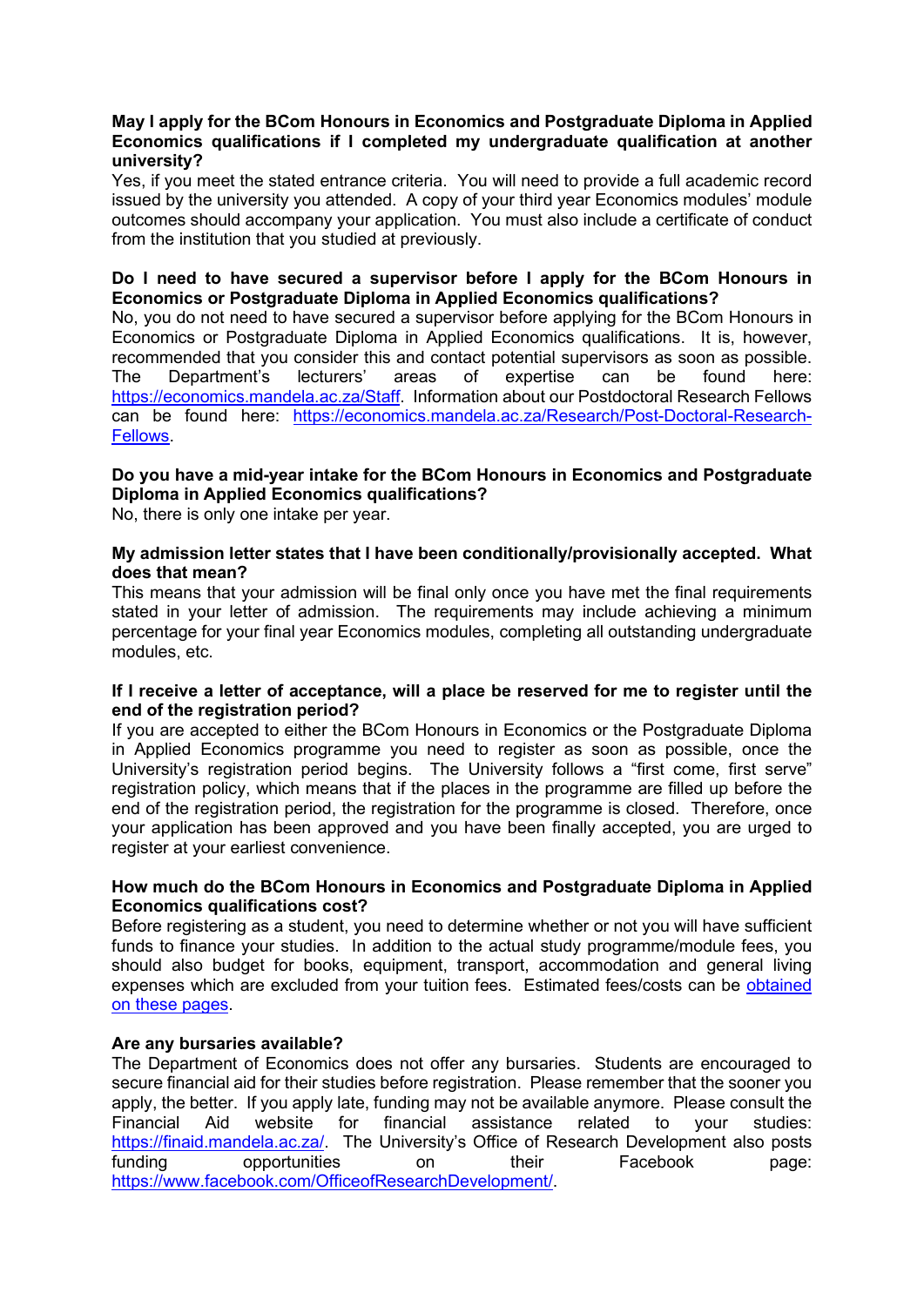**May I apply for the BCom Honours in Economics and Postgraduate Diploma in Applied Economics qualifications if I completed my undergraduate qualification at another university?**

Yes, if you meet the stated entrance criteria. You will need to provide a full academic record issued by the university you attended. A copy of your third year Economics modules' module outcomes should accompany your application. You must also include a certificate of conduct from the institution that you studied at previously.

**Do I need to have secured a supervisor before I apply for the BCom Honours in Economics or Postgraduate Diploma in Applied Economics qualifications?**

No, you do not need to have secured a supervisor before applying for the BCom Honours in Economics or Postgraduate Diploma in Applied Economics qualifications. It is, however, recommended that you consider this and contact potential supervisors as soon as possible. The Department's lecturers' areas of expertise can be found here: https://economics.mandela.ac.za/Staff. Information about our Postdoctoral Research Fellows can be found here: https://economics.mandela.ac.za/Research/Post-Doctoral-Research-Fellows.

**Do you have a mid-year intake for the BCom Honours in Economics and Postgraduate Diploma in Applied Economics qualifications?**

No, there is only one intake per year.

**My admission letter states that I have been conditionally/provisionally accepted. What does that mean?**

This means that your admission will be final only once you have met the final requirements stated in your letter of admission. The requirements may include achieving a minimum percentage for your final year Economics modules, completing all outstanding undergraduate modules, etc.

**If I receive a letter of acceptance, will a place be reserved for me to register until the end of the registration period?**

If you are accepted to either the BCom Honours in Economics or the Postgraduate Diploma in Applied Economics programme you need to register as soon as possible, once the University's registration period begins. The University follows a "first come, first serve" registration policy, which means that if the places in the programme are filled up before the end of the registration period, the registration for the programme is closed. Therefore, once your application has been approved and you have been finally accepted, you are urged to register at your earliest convenience.

**How much do the BCom Honours in Economics and Postgraduate Diploma in Applied Economics qualifications cost?**

Before registering as a student, you need to determine whether or not you will have sufficient funds to finance your studies. In addition to the actual study programme/module fees, you should also budget for books, equipment, transport, accommodation and general living expenses which are excluded from your tuition fees. Estimated fees/costs can be obtained on these pages.

**Are any bursaries available?**

The Department of Economics does not offer any bursaries. Students are encouraged to secure financial aid for their studies before registration. Please remember that the sooner you apply, the better. If you apply late, funding may not be available anymore. Please consult the Financial Aid website for financial assistance related to your studies: https://finaid.mandela.ac.za/. The University's Office of Research Development also posts funding opportunities on their Facebook page: https://www.facebook.com/OfficeofResearchDevelopment/.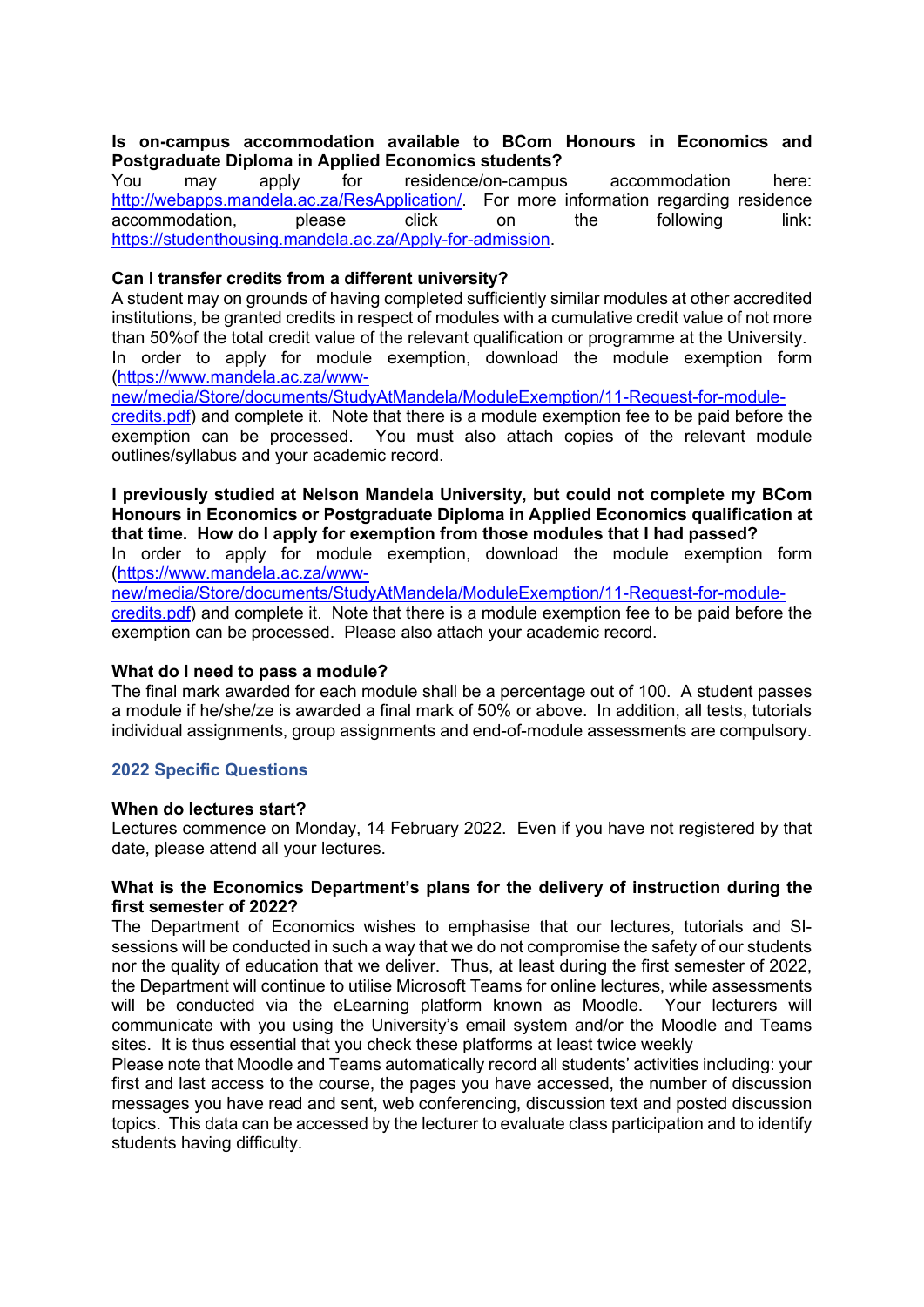**Is on-campus accommodation available to BCom Honours in Economics and Postgraduate Diploma in Applied Economics students?**

You may apply for residence/on-campus accommodation here: http://webapps.mandela.ac.za/ResApplication/. For more information regarding residence accommodation, please click on the following link: https://studenthousing.mandela.ac.za/Apply-for-admission.

**Can I transfer credits from a different university?**

A student may on grounds of having completed sufficiently similar modules at other accredited institutions, be granted credits in respect of modules with a cumulative credit value of not more than 50%of the total credit value of the relevant qualification or programme at the University. In order to apply for module exemption, download the module exemption form (https://www.mandela.ac.za/www-new/media/Store/documents/StudyAtMandela/ModuleExemption/11-Request-for-module-credits.pdf) and complete it. Note that there is a module exemption fee to be paid before the exemption can be processed. You must also attach copies of the relevant module outlines/syllabus and your academic record.

**I previously studied at Nelson Mandela University, but could not complete my BCom Honours in Economics or Postgraduate Diploma in Applied Economics qualification at that time. How do I apply for exemption from those modules that I had passed?**

In order to apply for module exemption, download the module exemption form (https://www.mandela.ac.za/www-new/media/Store/documents/StudyAtMandela/ModuleExemption/11-Request-for-module-credits.pdf) and complete it. Note that there is a module exemption fee to be paid before the exemption can be processed. Please also attach your academic record.

**What do I need to pass a module?**

The final mark awarded for each module shall be a percentage out of 100. A student passes a module if he/she/ze is awarded a final mark of 50% or above. In addition, all tests, tutorials individual assignments, group assignments and end-of-module assessments are compulsory.

## 2022 Specific Questions

**When do lectures start?**

Lectures commence on Monday, 14 February 2022. Even if you have not registered by that date, please attend all your lectures.

**What is the Economics Department's plans for the delivery of instruction during the first semester of 2022?**

The Department of Economics wishes to emphasise that our lectures, tutorials and SI-sessions will be conducted in such a way that we do not compromise the safety of our students nor the quality of education that we deliver. Thus, at least during the first semester of 2022, the Department will continue to utilise Microsoft Teams for online lectures, while assessments will be conducted via the eLearning platform known as Moodle. Your lecturers will communicate with you using the University's email system and/or the Moodle and Teams sites. It is thus essential that you check these platforms at least twice weekly

Please note that Moodle and Teams automatically record all students' activities including: your first and last access to the course, the pages you have accessed, the number of discussion messages you have read and sent, web conferencing, discussion text and posted discussion topics. This data can be accessed by the lecturer to evaluate class participation and to identify students having difficulty.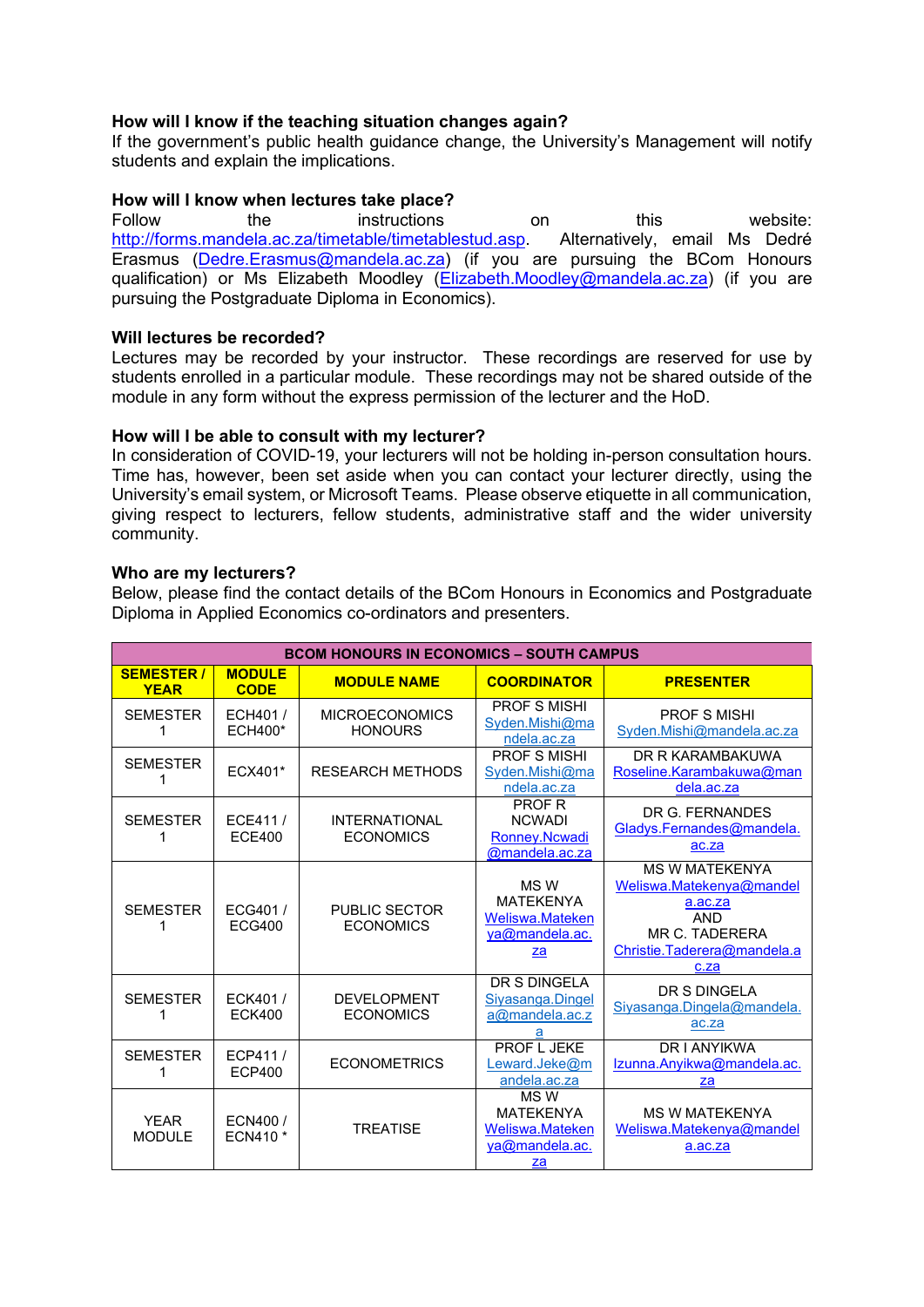**How will I know if the teaching situation changes again?**
If the government's public health guidance change, the University's Management will notify students and explain the implications.

**How will I know when lectures take place?**
Follow the instructions on this website: http://forms.mandela.ac.za/timetable/timetablestud.asp. Alternatively, email Ms Dedré Erasmus (Dedre.Erasmus@mandela.ac.za) (if you are pursuing the BCom Honours qualification) or Ms Elizabeth Moodley (Elizabeth.Moodley@mandela.ac.za) (if you are pursuing the Postgraduate Diploma in Economics).

**Will lectures be recorded?**
Lectures may be recorded by your instructor. These recordings are reserved for use by students enrolled in a particular module. These recordings may not be shared outside of the module in any form without the express permission of the lecturer and the HoD.

**How will I be able to consult with my lecturer?**
In consideration of COVID-19, your lecturers will not be holding in-person consultation hours. Time has, however, been set aside when you can contact your lecturer directly, using the University's email system, or Microsoft Teams. Please observe etiquette in all communication, giving respect to lecturers, fellow students, administrative staff and the wider university community.

**Who are my lecturers?**
Below, please find the contact details of the BCom Honours in Economics and Postgraduate Diploma in Applied Economics co-ordinators and presenters.

| BCOM HONOURS IN ECONOMICS – SOUTH CAMPUS | | | | |
|---|---|---|---|---|
| **SEMESTER / YEAR** | **MODULE CODE** | **MODULE NAME** | **COORDINATOR** | **PRESENTER** |
| SEMESTER 1 | ECH401 / ECH400* | MICROECONOMICS HONOURS | PROF S MISHI Syden.Mishi@mandela.ac.za | PROF S MISHI Syden.Mishi@mandela.ac.za |
| SEMESTER 1 | ECX401* | RESEARCH METHODS | PROF S MISHI Syden.Mishi@mandela.ac.za | DR R KARAMBAKUWA Roseline.Karambakuwa@mandela.ac.za |
| SEMESTER 1 | ECE411 / ECE400 | INTERNATIONAL ECONOMICS | PROF R NCWADI Ronney.Ncwadi@mandela.ac.za | DR G. FERNANDES Gladys.Fernandes@mandela.ac.za |
| SEMESTER 1 | ECG401 / ECG400 | PUBLIC SECTOR ECONOMICS | MS W MATEKENYA Weliswa.Matekenya@mandela.ac.za | MS W MATEKENYA Weliswa.Matekenya@mandela.ac.za AND MR C. TADERERA Christie.Taderera@mandela.ac.za |
| SEMESTER 1 | ECK401 / ECK400 | DEVELOPMENT ECONOMICS | DR S DINGELA Siyasanga.Dingela@mandela.ac.za | DR S DINGELA Siyasanga.Dingela@mandela.ac.za |
| SEMESTER 1 | ECP411 / ECP400 | ECONOMETRICS | PROF L JEKE Leward.Jeke@mandela.ac.za | DR I ANYIKWA Izunna.Anyikwa@mandela.ac.za |
| YEAR MODULE | ECN400 / ECN410 * | TREATISE | MS W MATEKENYA Weliswa.Matekenya@mandela.ac.za | MS W MATEKENYA Weliswa.Matekenya@mandela.ac.za |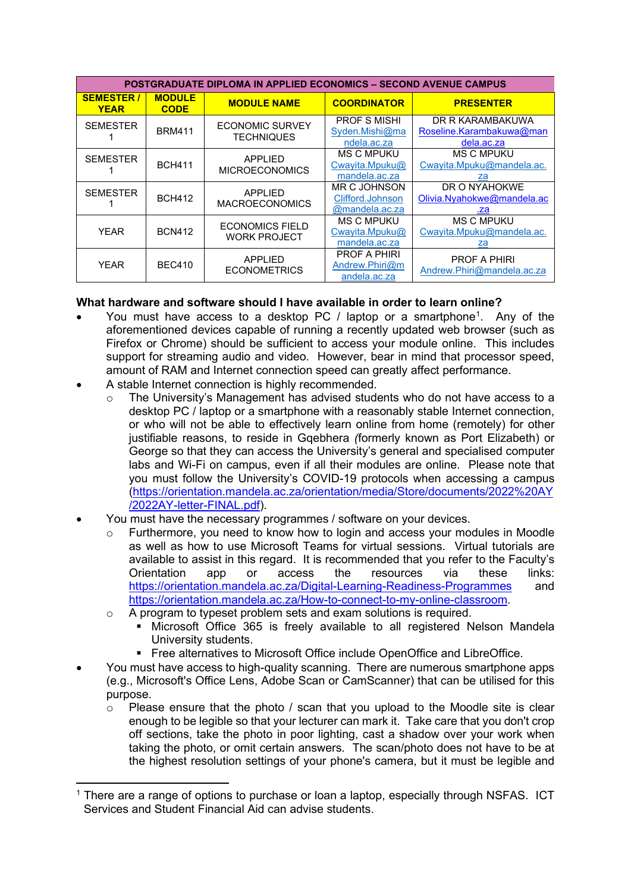| POSTGRADUATE DIPLOMA IN APPLIED ECONOMICS – SECOND AVENUE CAMPUS | | | | |
|---|---|---|---|---|
| **SEMESTER / YEAR** | **MODULE CODE** | **MODULE NAME** | **COORDINATOR** | **PRESENTER** |
| SEMESTER 1 | BRM411 | ECONOMIC SURVEY TECHNIQUES | PROF S MISHI Syden.Mishi@mandela.ac.za | DR R KARAMBAKUWA Roseline.Karambakuwa@mandela.ac.za |
| SEMESTER 1 | BCH411 | APPLIED MICROECONOMICS | MS C MPUKU Cwayita.Mpuku@mandela.ac.za | MS C MPUKU Cwayita.Mpuku@mandela.ac.za |
| SEMESTER 1 | BCH412 | APPLIED MACROECONOMICS | MR C JOHNSON Clifford.Johnson@mandela.ac.za | DR O NYAHOKWE Olivia.Nyahokwe@mandela.ac.za |
| YEAR | BCN412 | ECONOMICS FIELD WORK PROJECT | MS C MPUKU Cwayita.Mpuku@mandela.ac.za | MS C MPUKU Cwayita.Mpuku@mandela.ac.za |
| YEAR | BEC410 | APPLIED ECONOMETRICS | PROF A PHIRI Andrew.Phiri@mandela.ac.za | PROF A PHIRI Andrew.Phiri@mandela.ac.za |

**What hardware and software should I have available in order to learn online?**

- You must have access to a desktop PC / laptop or a smartphone[1]. Any of the aforementioned devices capable of running a recently updated web browser (such as Firefox or Chrome) should be sufficient to access your module online. This includes support for streaming audio and video. However, bear in mind that processor speed, amount of RAM and Internet connection speed can greatly affect performance.
- A stable Internet connection is highly recommended.
  - The University's Management has advised students who do not have access to a desktop PC / laptop or a smartphone with a reasonably stable Internet connection, or who will not be able to effectively learn online from home (remotely) for other justifiable reasons, to reside in Gqebhera *(*formerly known as Port Elizabeth) or George so that they can access the University's general and specialised computer labs and Wi-Fi on campus, even if all their modules are online. Please note that you must follow the University's COVID-19 protocols when accessing a campus (https://orientation.mandela.ac.za/orientation/media/Store/documents/2022%20AY/2022AY-letter-FINAL.pdf).
- You must have the necessary programmes / software on your devices.
  - Furthermore, you need to know how to login and access your modules in Moodle as well as how to use Microsoft Teams for virtual sessions. Virtual tutorials are available to assist in this regard. It is recommended that you refer to the Faculty's Orientation app or access the resources via these links: https://orientation.mandela.ac.za/Digital-Learning-Readiness-Programmes and https://orientation.mandela.ac.za/How-to-connect-to-my-online-classroom.
  - A program to typeset problem sets and exam solutions is required.
    - Microsoft Office 365 is freely available to all registered Nelson Mandela University students.
    - Free alternatives to Microsoft Office include OpenOffice and LibreOffice.
- You must have access to high-quality scanning. There are numerous smartphone apps (e.g., Microsoft's Office Lens, Adobe Scan or CamScanner) that can be utilised for this purpose.
  - Please ensure that the photo / scan that you upload to the Moodle site is clear enough to be legible so that your lecturer can mark it. Take care that you don't crop off sections, take the photo in poor lighting, cast a shadow over your work when taking the photo, or omit certain answers. The scan/photo does not have to be at the highest resolution settings of your phone's camera, but it must be legible and

[1] There are a range of options to purchase or loan a laptop, especially through NSFAS. ICT Services and Student Financial Aid can advise students.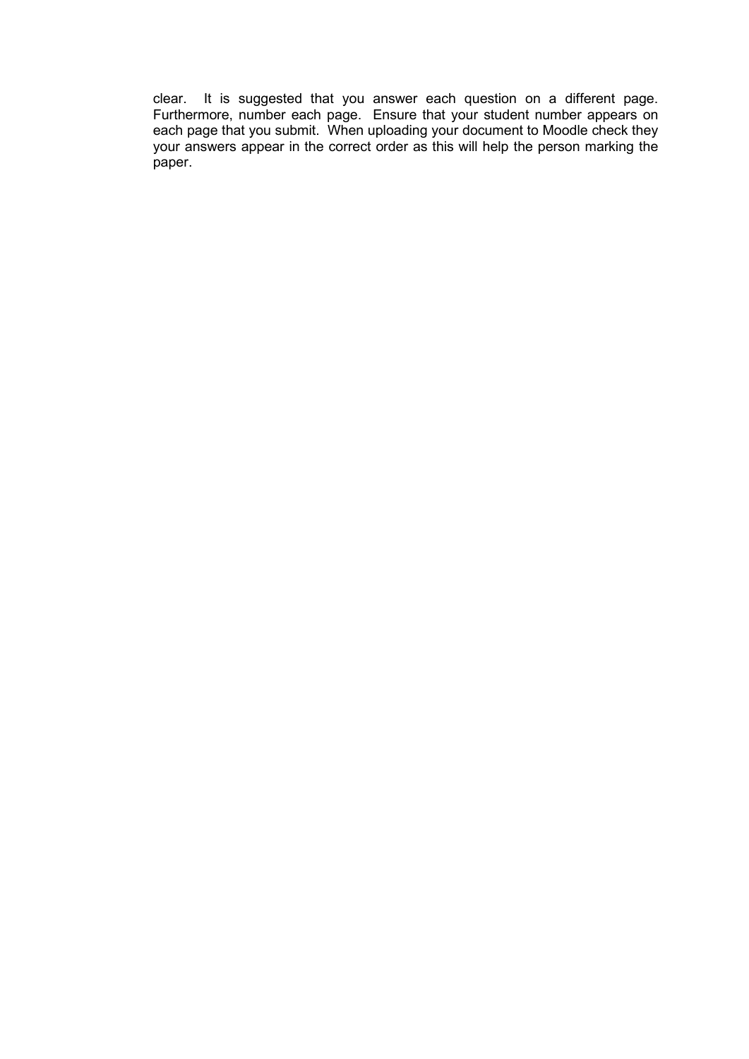clear. It is suggested that you answer each question on a different page. Furthermore, number each page. Ensure that your student number appears on each page that you submit. When uploading your document to Moodle check they your answers appear in the correct order as this will help the person marking the paper.